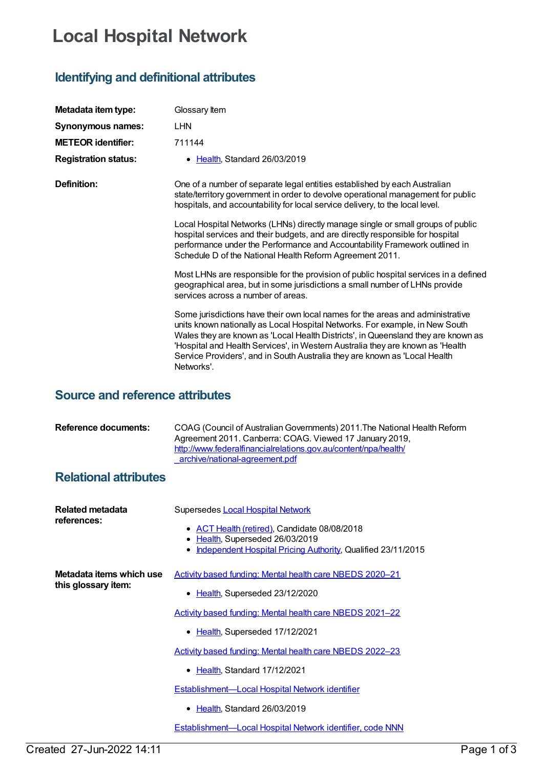# Local Hospital Network

## Identifying and definitional attributes

**Metadata item type:** Glossary Item

**Synonymous names:** LHN

**METEOR identifier:** 711144

**Registration status:**

- Health, Standard 26/03/2019

**Definition:**

One of a number of separate legal entities established by each Australian state/territory government in order to devolve operational management for public hospitals, and accountability for local service delivery, to the local level.

Local Hospital Networks (LHNs) directly manage single or small groups of public hospital services and their budgets, and are directly responsible for hospital performance under the Performance and Accountability Framework outlined in Schedule D of the National Health Reform Agreement 2011.

Most LHNs are responsible for the provision of public hospital services in a defined geographical area, but in some jurisdictions a small number of LHNs provide services across a number of areas.

Some jurisdictions have their own local names for the areas and administrative units known nationally as Local Hospital Networks. For example, in New South Wales they are known as 'Local Health Districts', in Queensland they are known as 'Hospital and Health Services', in Western Australia they are known as 'Health Service Providers', and in South Australia they are known as 'Local Health Networks'.

## Source and reference attributes

**Reference documents:**

COAG (Council of Australian Governments) 2011.The National Health Reform Agreement 2011. Canberra: COAG. Viewed 17 January 2019, http://www.federalfinancialrelations.gov.au/content/npa/health/_archive/national-agreement.pdf

## Relational attributes

**Related metadata references:**

Supersedes Local Hospital Network

- ACT Health (retired), Candidate 08/08/2018
- Health, Superseded 26/03/2019
- Independent Hospital Pricing Authority, Qualified 23/11/2015

**Metadata items which use this glossary item:**

Activity based funding: Mental health care NBEDS 2020–21

- Health, Superseded 23/12/2020

Activity based funding: Mental health care NBEDS 2021–22

- Health, Superseded 17/12/2021

Activity based funding: Mental health care NBEDS 2022–23

- Health, Standard 17/12/2021

Establishment—Local Hospital Network identifier

- Health, Standard 26/03/2019

Establishment—Local Hospital Network identifier, code NNN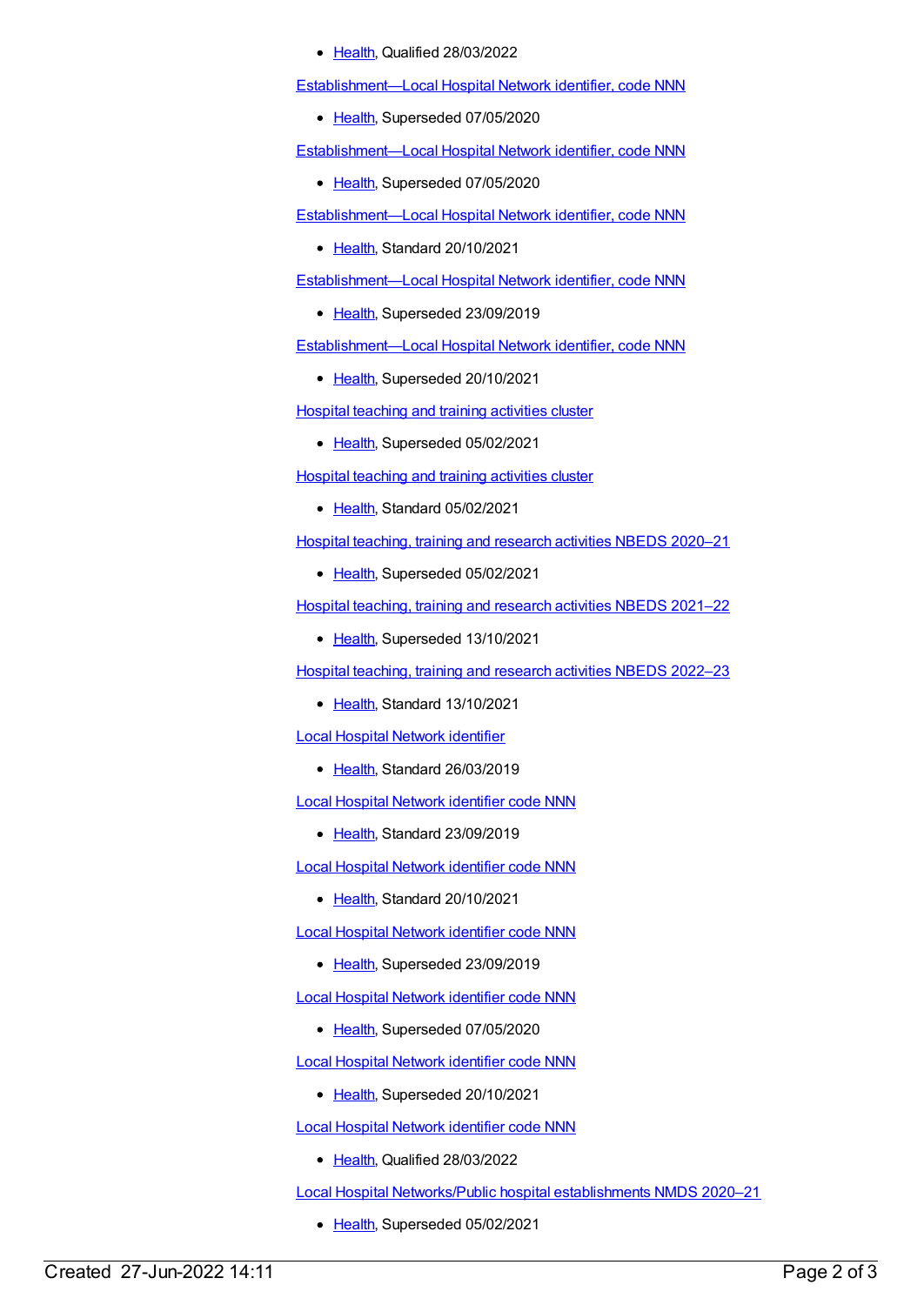- Health, Qualified 28/03/2022

Establishment—Local Hospital Network identifier, code NNN

- Health, Superseded 07/05/2020

Establishment—Local Hospital Network identifier, code NNN

- Health, Superseded 07/05/2020

Establishment—Local Hospital Network identifier, code NNN

- Health, Standard 20/10/2021

Establishment—Local Hospital Network identifier, code NNN

- Health, Superseded 23/09/2019

Establishment—Local Hospital Network identifier, code NNN

- Health, Superseded 20/10/2021

Hospital teaching and training activities cluster

- Health, Superseded 05/02/2021

Hospital teaching and training activities cluster

- Health, Standard 05/02/2021

Hospital teaching, training and research activities NBEDS 2020–21

- Health, Superseded 05/02/2021

Hospital teaching, training and research activities NBEDS 2021–22

- Health, Superseded 13/10/2021

Hospital teaching, training and research activities NBEDS 2022–23

- Health, Standard 13/10/2021

Local Hospital Network identifier

- Health, Standard 26/03/2019

Local Hospital Network identifier code NNN

- Health, Standard 23/09/2019

Local Hospital Network identifier code NNN

- Health, Standard 20/10/2021

Local Hospital Network identifier code NNN

- Health, Superseded 23/09/2019

Local Hospital Network identifier code NNN

- Health, Superseded 07/05/2020

Local Hospital Network identifier code NNN

- Health, Superseded 20/10/2021

Local Hospital Network identifier code NNN

- Health, Qualified 28/03/2022

Local Hospital Networks/Public hospital establishments NMDS 2020–21

- Health, Superseded 05/02/2021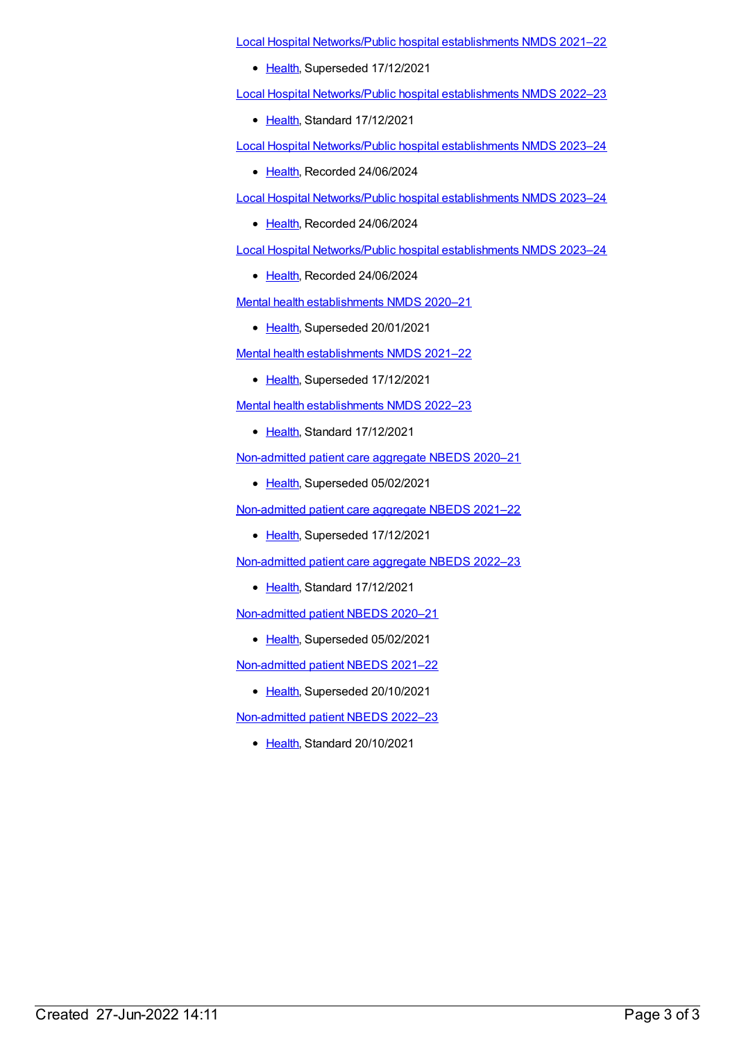Local Hospital Networks/Public hospital establishments NMDS 2021–22

- Health, Superseded 17/12/2021

Local Hospital Networks/Public hospital establishments NMDS 2022–23

- Health, Standard 17/12/2021

Local Hospital Networks/Public hospital establishments NMDS 2023–24

- Health, Recorded 24/06/2024

Local Hospital Networks/Public hospital establishments NMDS 2023–24

- Health, Recorded 24/06/2024

Local Hospital Networks/Public hospital establishments NMDS 2023–24

- Health, Recorded 24/06/2024

Mental health establishments NMDS 2020–21

- Health, Superseded 20/01/2021

Mental health establishments NMDS 2021–22

- Health, Superseded 17/12/2021

Mental health establishments NMDS 2022–23

- Health, Standard 17/12/2021

Non-admitted patient care aggregate NBEDS 2020–21

- Health, Superseded 05/02/2021

Non-admitted patient care aggregate NBEDS 2021–22

- Health, Superseded 17/12/2021

Non-admitted patient care aggregate NBEDS 2022–23

- Health, Standard 17/12/2021

Non-admitted patient NBEDS 2020–21

- Health, Superseded 05/02/2021

Non-admitted patient NBEDS 2021–22

- Health, Superseded 20/10/2021

Non-admitted patient NBEDS 2022–23

- Health, Standard 20/10/2021